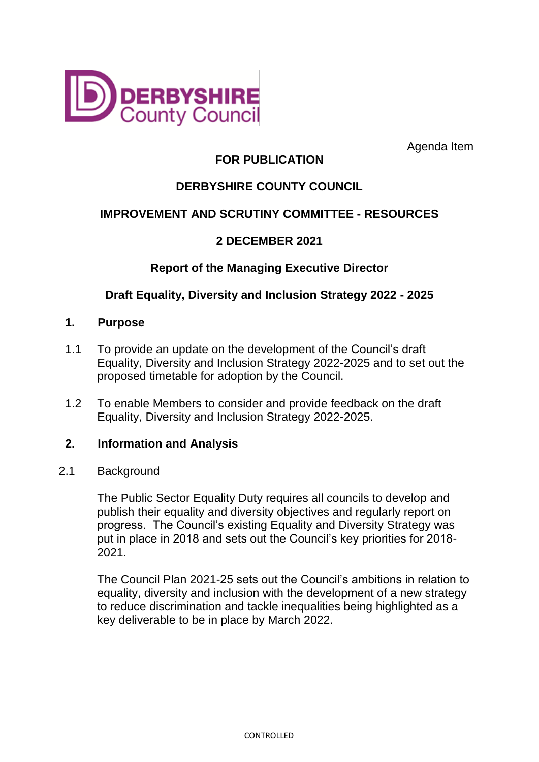Agenda Item

**FOR PUBLICATION**

**DERBYSHIRE COUNTY COUNCIL**

**IMPROVEMENT AND SCRUTINY COMMITTEE - RESOURCES**

**2 DECEMBER 2021**

**Report of the Managing Executive Director**

**Draft Equality, Diversity and Inclusion Strategy 2022 - 2025**

## 1. Purpose

1.1 To provide an update on the development of the Council's draft Equality, Diversity and Inclusion Strategy 2022-2025 and to set out the proposed timetable for adoption by the Council.

1.2 To enable Members to consider and provide feedback on the draft Equality, Diversity and Inclusion Strategy 2022-2025.

## 2. Information and Analysis

2.1 Background

The Public Sector Equality Duty requires all councils to develop and publish their equality and diversity objectives and regularly report on progress. The Council's existing Equality and Diversity Strategy was put in place in 2018 and sets out the Council's key priorities for 2018-2021.

The Council Plan 2021-25 sets out the Council's ambitions in relation to equality, diversity and inclusion with the development of a new strategy to reduce discrimination and tackle inequalities being highlighted as a key deliverable to be in place by March 2022.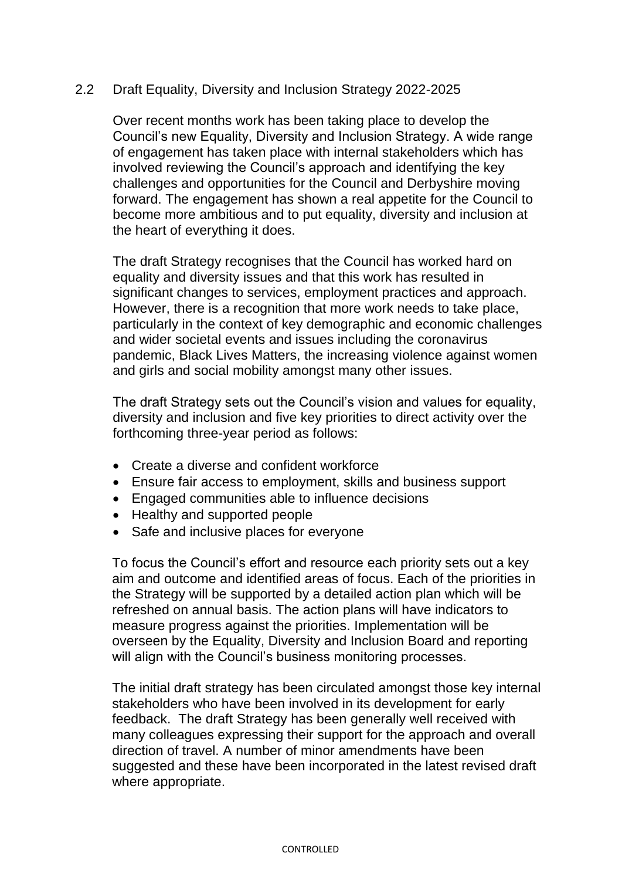## 2.2 Draft Equality, Diversity and Inclusion Strategy 2022-2025

Over recent months work has been taking place to develop the Council's new Equality, Diversity and Inclusion Strategy. A wide range of engagement has taken place with internal stakeholders which has involved reviewing the Council's approach and identifying the key challenges and opportunities for the Council and Derbyshire moving forward. The engagement has shown a real appetite for the Council to become more ambitious and to put equality, diversity and inclusion at the heart of everything it does.

The draft Strategy recognises that the Council has worked hard on equality and diversity issues and that this work has resulted in significant changes to services, employment practices and approach. However, there is a recognition that more work needs to take place, particularly in the context of key demographic and economic challenges and wider societal events and issues including the coronavirus pandemic, Black Lives Matters, the increasing violence against women and girls and social mobility amongst many other issues.

The draft Strategy sets out the Council's vision and values for equality, diversity and inclusion and five key priorities to direct activity over the forthcoming three-year period as follows:

- Create a diverse and confident workforce
- Ensure fair access to employment, skills and business support
- Engaged communities able to influence decisions
- Healthy and supported people
- Safe and inclusive places for everyone

To focus the Council's effort and resource each priority sets out a key aim and outcome and identified areas of focus. Each of the priorities in the Strategy will be supported by a detailed action plan which will be refreshed on annual basis. The action plans will have indicators to measure progress against the priorities. Implementation will be overseen by the Equality, Diversity and Inclusion Board and reporting will align with the Council's business monitoring processes.

The initial draft strategy has been circulated amongst those key internal stakeholders who have been involved in its development for early feedback. The draft Strategy has been generally well received with many colleagues expressing their support for the approach and overall direction of travel. A number of minor amendments have been suggested and these have been incorporated in the latest revised draft where appropriate.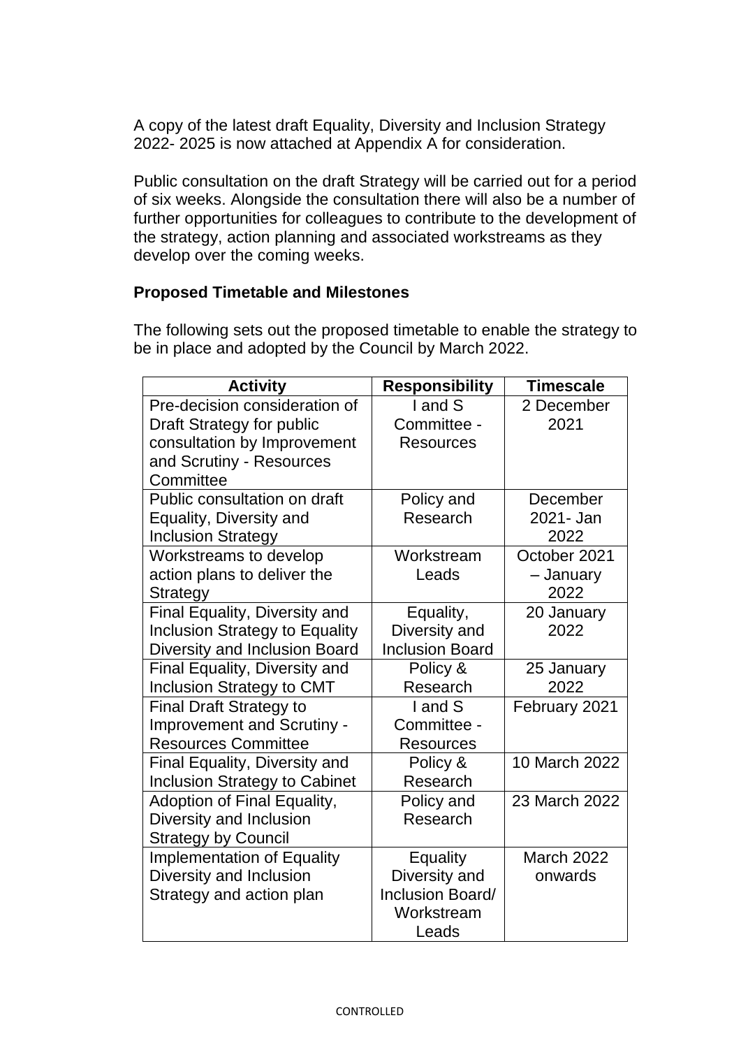A copy of the latest draft Equality, Diversity and Inclusion Strategy 2022- 2025 is now attached at Appendix A for consideration.

Public consultation on the draft Strategy will be carried out for a period of six weeks. Alongside the consultation there will also be a number of further opportunities for colleagues to contribute to the development of the strategy, action planning and associated workstreams as they develop over the coming weeks.

**Proposed Timetable and Milestones**

The following sets out the proposed timetable to enable the strategy to be in place and adopted by the Council by March 2022.

| Activity | Responsibility | Timescale |
|---|---|---|
| Pre-decision consideration of Draft Strategy for public consultation by Improvement and Scrutiny - Resources Committee | I and S Committee - Resources | 2 December 2021 |
| Public consultation on draft Equality, Diversity and Inclusion Strategy | Policy and Research | December 2021- Jan 2022 |
| Workstreams to develop action plans to deliver the Strategy | Workstream Leads | October 2021 – January 2022 |
| Final Equality, Diversity and Inclusion Strategy to Equality Diversity and Inclusion Board | Equality, Diversity and Inclusion Board | 20 January 2022 |
| Final Equality, Diversity and Inclusion Strategy to CMT | Policy & Research | 25 January 2022 |
| Final Draft Strategy to Improvement and Scrutiny - Resources Committee | I and S Committee - Resources | February 2021 |
| Final Equality, Diversity and Inclusion Strategy to Cabinet | Policy & Research | 10 March 2022 |
| Adoption of Final Equality, Diversity and Inclusion Strategy by Council | Policy and Research | 23 March 2022 |
| Implementation of Equality Diversity and Inclusion Strategy and action plan | Equality Diversity and Inclusion Board/ Workstream Leads | March 2022 onwards |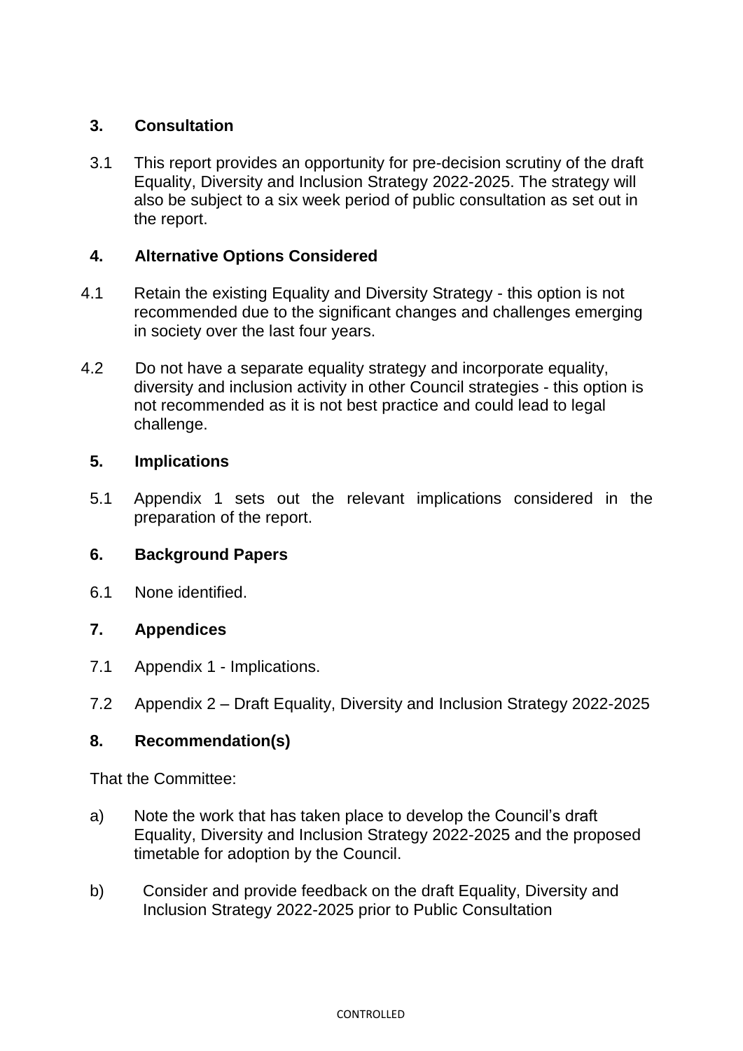## 3. Consultation

3.1 This report provides an opportunity for pre-decision scrutiny of the draft Equality, Diversity and Inclusion Strategy 2022-2025. The strategy will also be subject to a six week period of public consultation as set out in the report.

## 4. Alternative Options Considered

4.1 Retain the existing Equality and Diversity Strategy - this option is not recommended due to the significant changes and challenges emerging in society over the last four years.

4.2 Do not have a separate equality strategy and incorporate equality, diversity and inclusion activity in other Council strategies - this option is not recommended as it is not best practice and could lead to legal challenge.

## 5. Implications

5.1 Appendix 1 sets out the relevant implications considered in the preparation of the report.

## 6. Background Papers

6.1 None identified.

## 7. Appendices

7.1 Appendix 1 - Implications.

7.2 Appendix 2 – Draft Equality, Diversity and Inclusion Strategy 2022-2025

## 8. Recommendation(s)

That the Committee:

a) Note the work that has taken place to develop the Council's draft Equality, Diversity and Inclusion Strategy 2022-2025 and the proposed timetable for adoption by the Council.

b) Consider and provide feedback on the draft Equality, Diversity and Inclusion Strategy 2022-2025 prior to Public Consultation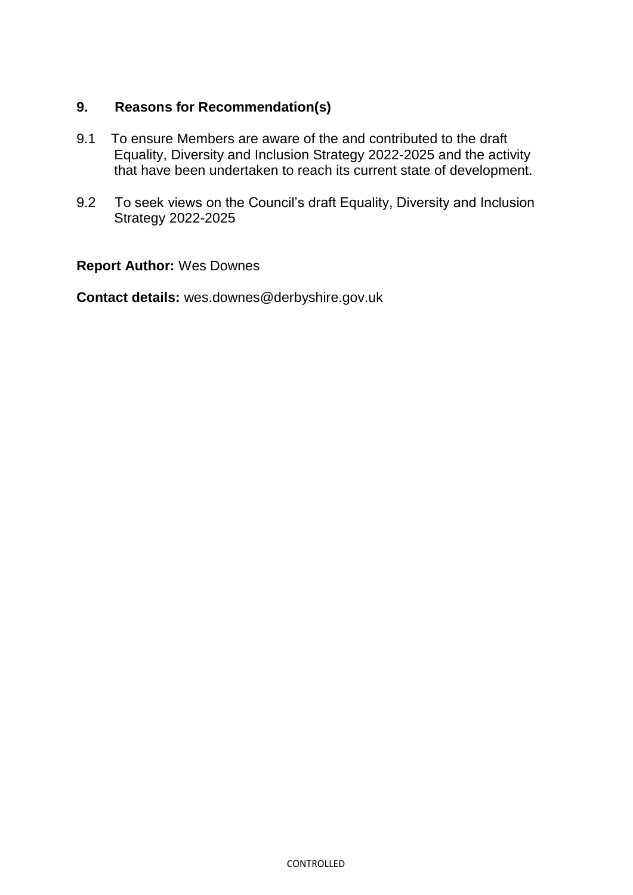## 9. Reasons for Recommendation(s)

9.1 To ensure Members are aware of the and contributed to the draft Equality, Diversity and Inclusion Strategy 2022-2025 and the activity that have been undertaken to reach its current state of development.

9.2 To seek views on the Council's draft Equality, Diversity and Inclusion Strategy 2022-2025

**Report Author:** Wes Downes

**Contact details:** wes.downes@derbyshire.gov.uk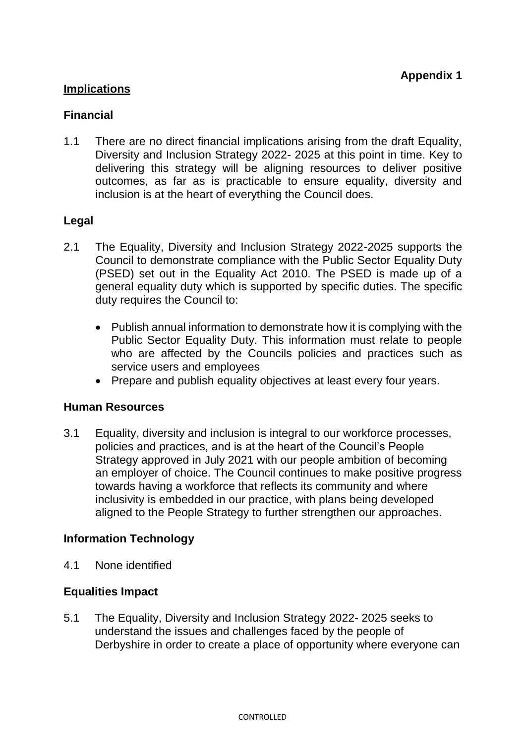**Appendix 1**

## Implications

### Financial

1.1 There are no direct financial implications arising from the draft Equality, Diversity and Inclusion Strategy 2022- 2025 at this point in time. Key to delivering this strategy will be aligning resources to deliver positive outcomes, as far as is practicable to ensure equality, diversity and inclusion is at the heart of everything the Council does.

### Legal

2.1 The Equality, Diversity and Inclusion Strategy 2022-2025 supports the Council to demonstrate compliance with the Public Sector Equality Duty (PSED) set out in the Equality Act 2010. The PSED is made up of a general equality duty which is supported by specific duties. The specific duty requires the Council to:

- Publish annual information to demonstrate how it is complying with the Public Sector Equality Duty. This information must relate to people who are affected by the Councils policies and practices such as service users and employees
- Prepare and publish equality objectives at least every four years.

### Human Resources

3.1 Equality, diversity and inclusion is integral to our workforce processes, policies and practices, and is at the heart of the Council's People Strategy approved in July 2021 with our people ambition of becoming an employer of choice. The Council continues to make positive progress towards having a workforce that reflects its community and where inclusivity is embedded in our practice, with plans being developed aligned to the People Strategy to further strengthen our approaches.

### Information Technology

4.1 None identified

### Equalities Impact

5.1 The Equality, Diversity and Inclusion Strategy 2022- 2025 seeks to understand the issues and challenges faced by the people of Derbyshire in order to create a place of opportunity where everyone can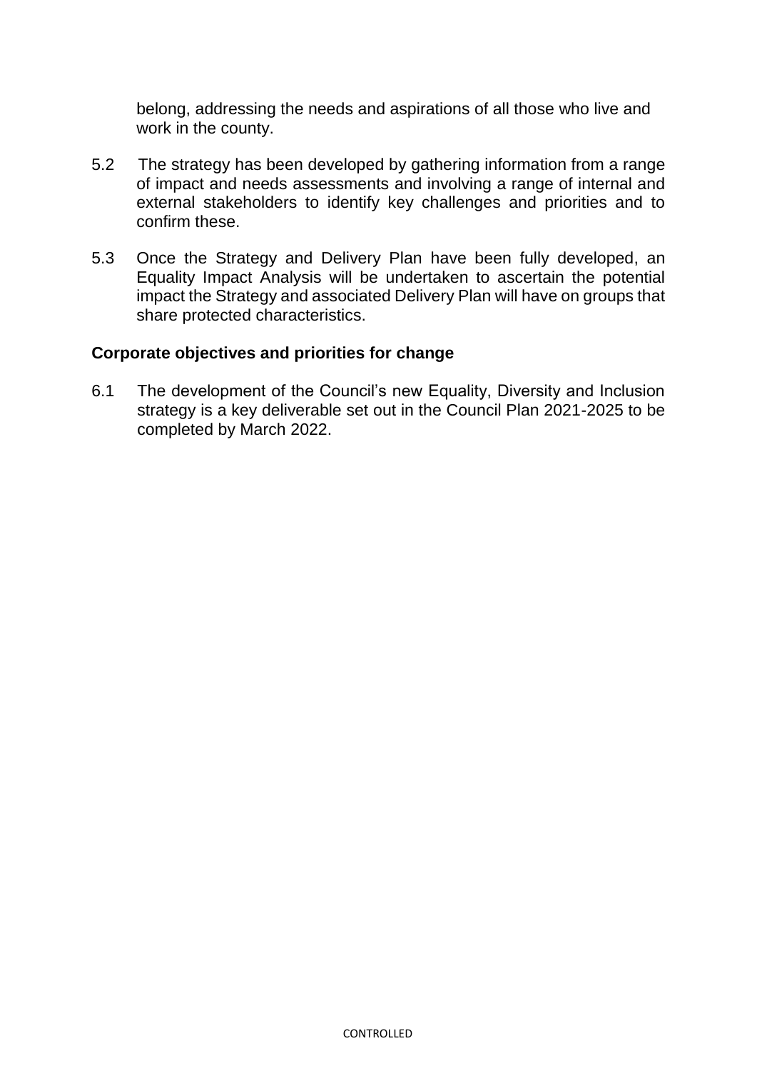belong, addressing the needs and aspirations of all those who live and work in the county.

5.2 The strategy has been developed by gathering information from a range of impact and needs assessments and involving a range of internal and external stakeholders to identify key challenges and priorities and to confirm these.

5.3 Once the Strategy and Delivery Plan have been fully developed, an Equality Impact Analysis will be undertaken to ascertain the potential impact the Strategy and associated Delivery Plan will have on groups that share protected characteristics.

**Corporate objectives and priorities for change**

6.1 The development of the Council's new Equality, Diversity and Inclusion strategy is a key deliverable set out in the Council Plan 2021-2025 to be completed by March 2022.